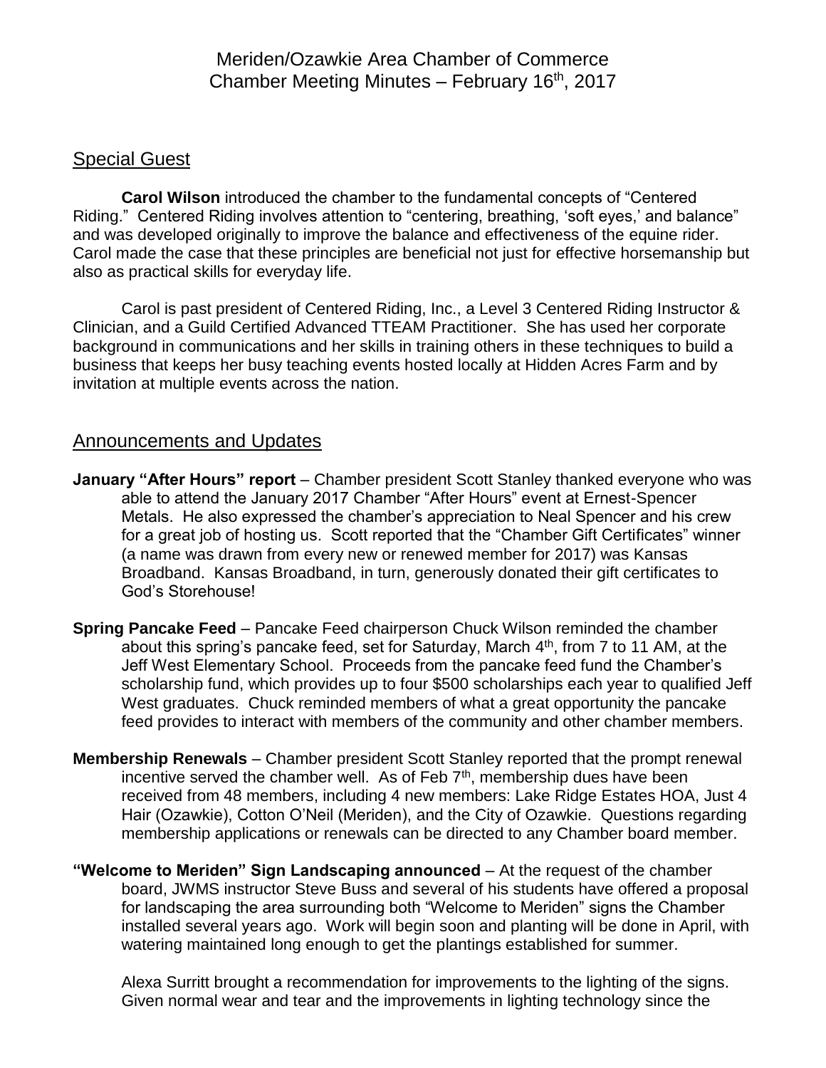# Meriden/Ozawkie Area Chamber of Commerce
# Chamber Meeting Minutes – February 16th, 2017

## Special Guest

**Carol Wilson** introduced the chamber to the fundamental concepts of "Centered Riding." Centered Riding involves attention to "centering, breathing, 'soft eyes,' and balance" and was developed originally to improve the balance and effectiveness of the equine rider. Carol made the case that these principles are beneficial not just for effective horsemanship but also as practical skills for everyday life.

Carol is past president of Centered Riding, Inc., a Level 3 Centered Riding Instructor & Clinician, and a Guild Certified Advanced TTEAM Practitioner. She has used her corporate background in communications and her skills in training others in these techniques to build a business that keeps her busy teaching events hosted locally at Hidden Acres Farm and by invitation at multiple events across the nation.

## Announcements and Updates

**January "After Hours" report** – Chamber president Scott Stanley thanked everyone who was able to attend the January 2017 Chamber "After Hours" event at Ernest-Spencer Metals. He also expressed the chamber's appreciation to Neal Spencer and his crew for a great job of hosting us. Scott reported that the "Chamber Gift Certificates" winner (a name was drawn from every new or renewed member for 2017) was Kansas Broadband. Kansas Broadband, in turn, generously donated their gift certificates to God's Storehouse!

**Spring Pancake Feed** – Pancake Feed chairperson Chuck Wilson reminded the chamber about this spring's pancake feed, set for Saturday, March 4th, from 7 to 11 AM, at the Jeff West Elementary School. Proceeds from the pancake feed fund the Chamber's scholarship fund, which provides up to four $500 scholarships each year to qualified Jeff West graduates. Chuck reminded members of what a great opportunity the pancake feed provides to interact with members of the community and other chamber members.

**Membership Renewals** – Chamber president Scott Stanley reported that the prompt renewal incentive served the chamber well. As of Feb 7th, membership dues have been received from 48 members, including 4 new members: Lake Ridge Estates HOA, Just 4 Hair (Ozawkie), Cotton O'Neil (Meriden), and the City of Ozawkie. Questions regarding membership applications or renewals can be directed to any Chamber board member.

**"Welcome to Meriden" Sign Landscaping announced** – At the request of the chamber board, JWMS instructor Steve Buss and several of his students have offered a proposal for landscaping the area surrounding both "Welcome to Meriden" signs the Chamber installed several years ago. Work will begin soon and planting will be done in April, with watering maintained long enough to get the plantings established for summer.

Alexa Surritt brought a recommendation for improvements to the lighting of the signs. Given normal wear and tear and the improvements in lighting technology since the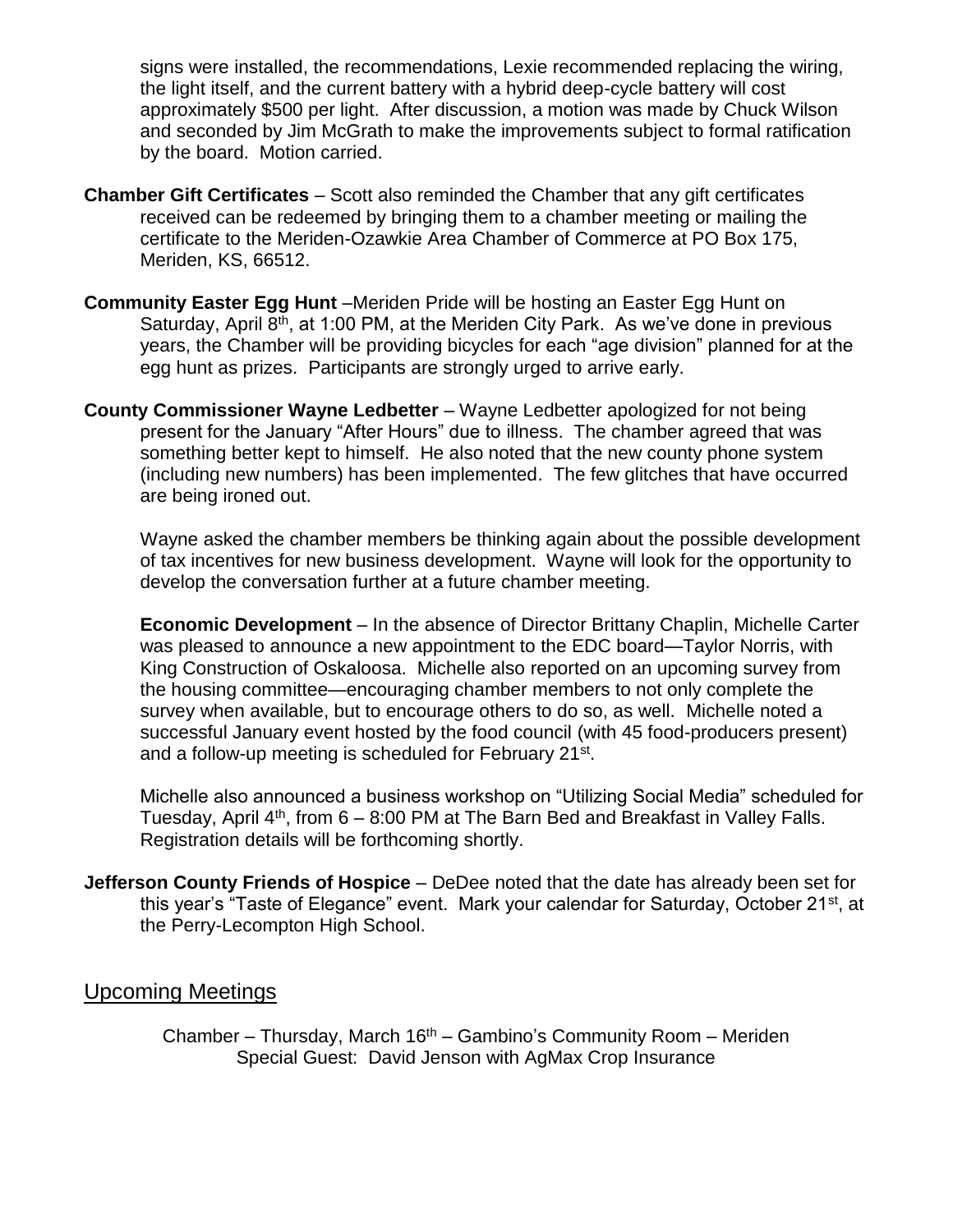signs were installed, the recommendations, Lexie recommended replacing the wiring, the light itself, and the current battery with a hybrid deep-cycle battery will cost approximately $500 per light. After discussion, a motion was made by Chuck Wilson and seconded by Jim McGrath to make the improvements subject to formal ratification by the board. Motion carried.

**Chamber Gift Certificates** – Scott also reminded the Chamber that any gift certificates received can be redeemed by bringing them to a chamber meeting or mailing the certificate to the Meriden-Ozawkie Area Chamber of Commerce at PO Box 175, Meriden, KS, 66512.

**Community Easter Egg Hunt** –Meriden Pride will be hosting an Easter Egg Hunt on Saturday, April 8th, at 1:00 PM, at the Meriden City Park. As we've done in previous years, the Chamber will be providing bicycles for each "age division" planned for at the egg hunt as prizes. Participants are strongly urged to arrive early.

**County Commissioner Wayne Ledbetter** – Wayne Ledbetter apologized for not being present for the January "After Hours" due to illness. The chamber agreed that was something better kept to himself. He also noted that the new county phone system (including new numbers) has been implemented. The few glitches that have occurred are being ironed out.

Wayne asked the chamber members be thinking again about the possible development of tax incentives for new business development. Wayne will look for the opportunity to develop the conversation further at a future chamber meeting.

**Economic Development** – In the absence of Director Brittany Chaplin, Michelle Carter was pleased to announce a new appointment to the EDC board—Taylor Norris, with King Construction of Oskaloosa. Michelle also reported on an upcoming survey from the housing committee—encouraging chamber members to not only complete the survey when available, but to encourage others to do so, as well. Michelle noted a successful January event hosted by the food council (with 45 food-producers present) and a follow-up meeting is scheduled for February 21st.

Michelle also announced a business workshop on "Utilizing Social Media" scheduled for Tuesday, April 4th, from 6 – 8:00 PM at The Barn Bed and Breakfast in Valley Falls. Registration details will be forthcoming shortly.

**Jefferson County Friends of Hospice** – DeDee noted that the date has already been set for this year's "Taste of Elegance" event. Mark your calendar for Saturday, October 21st, at the Perry-Lecompton High School.

## Upcoming Meetings

Chamber – Thursday, March 16th – Gambino's Community Room – Meriden
Special Guest: David Jenson with AgMax Crop Insurance